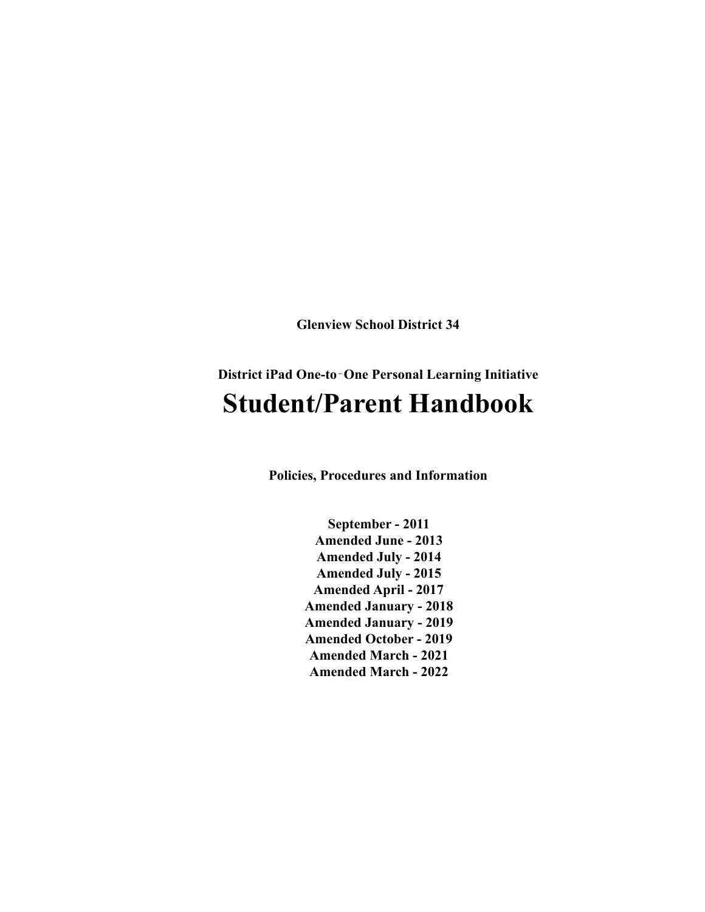**Glenview School District 34**

**District iPad One-to-One Personal Learning Initiative**

# Student/Parent Handbook

**Policies, Procedures and Information**

**September - 2011**
**Amended June - 2013**
**Amended July - 2014**
**Amended July - 2015**
**Amended April - 2017**
**Amended January - 2018**
**Amended January - 2019**
**Amended October - 2019**
**Amended March - 2021**
**Amended March - 2022**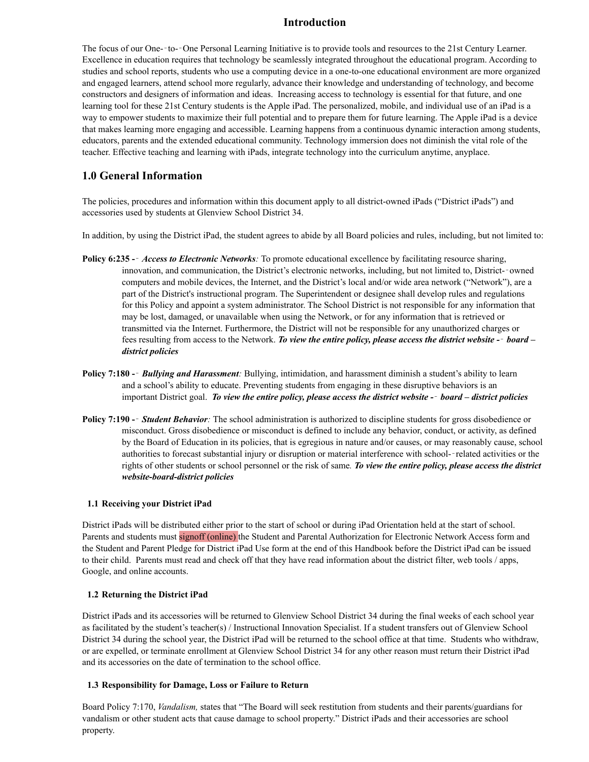## Introduction

The focus of our One-‐to-‐One Personal Learning Initiative is to provide tools and resources to the 21st Century Learner. Excellence in education requires that technology be seamlessly integrated throughout the educational program. According to studies and school reports, students who use a computing device in a one-to-one educational environment are more organized and engaged learners, attend school more regularly, advance their knowledge and understanding of technology, and become constructors and designers of information and ideas. Increasing access to technology is essential for that future, and one learning tool for these 21st Century students is the Apple iPad. The personalized, mobile, and individual use of an iPad is a way to empower students to maximize their full potential and to prepare them for future learning. The Apple iPad is a device that makes learning more engaging and accessible. Learning happens from a continuous dynamic interaction among students, educators, parents and the extended educational community. Technology immersion does not diminish the vital role of the teacher. Effective teaching and learning with iPads, integrate technology into the curriculum anytime, anyplace.

## 1.0 General Information

The policies, procedures and information within this document apply to all district-owned iPads ("District iPads") and accessories used by students at Glenview School District 34.

In addition, by using the District iPad, the student agrees to abide by all Board policies and rules, including, but not limited to:

**Policy 6:235 -‐** ***Access to Electronic Networks****:* To promote educational excellence by facilitating resource sharing, innovation, and communication, the District's electronic networks, including, but not limited to, District-‐owned computers and mobile devices, the Internet, and the District's local and/or wide area network ("Network"), are a part of the District's instructional program. The Superintendent or designee shall develop rules and regulations for this Policy and appoint a system administrator. The School District is not responsible for any information that may be lost, damaged, or unavailable when using the Network, or for any information that is retrieved or transmitted via the Internet. Furthermore, the District will not be responsible for any unauthorized charges or fees resulting from access to the Network. ***To view the entire policy, please access the district website -‐ board – district policies***

**Policy 7:180 -‐** ***Bullying and Harassment****:* Bullying, intimidation, and harassment diminish a student's ability to learn and a school's ability to educate. Preventing students from engaging in these disruptive behaviors is an important District goal. ***To view the entire policy, please access the district website -‐ board – district policies***

**Policy 7:190 -‐** ***Student Behavior****:* The school administration is authorized to discipline students for gross disobedience or misconduct. Gross disobedience or misconduct is defined to include any behavior, conduct, or activity, as defined by the Board of Education in its policies, that is egregious in nature and/or causes, or may reasonably cause, school authorities to forecast substantial injury or disruption or material interference with school-‐related activities or the rights of other students or school personnel or the risk of same*.* ***To view the entire policy, please access the district website-board-district policies***

### 1.1 Receiving your District iPad

District iPads will be distributed either prior to the start of school or during iPad Orientation held at the start of school. Parents and students must signoff (online) the Student and Parental Authorization for Electronic Network Access form and the Student and Parent Pledge for District iPad Use form at the end of this Handbook before the District iPad can be issued to their child. Parents must read and check off that they have read information about the district filter, web tools / apps, Google, and online accounts.

### 1.2 Returning the District iPad

District iPads and its accessories will be returned to Glenview School District 34 during the final weeks of each school year as facilitated by the student's teacher(s) / Instructional Innovation Specialist. If a student transfers out of Glenview School District 34 during the school year, the District iPad will be returned to the school office at that time. Students who withdraw, or are expelled, or terminate enrollment at Glenview School District 34 for any other reason must return their District iPad and its accessories on the date of termination to the school office.

### 1.3 Responsibility for Damage, Loss or Failure to Return

Board Policy 7:170, *Vandalism,* states that "The Board will seek restitution from students and their parents/guardians for vandalism or other student acts that cause damage to school property." District iPads and their accessories are school property.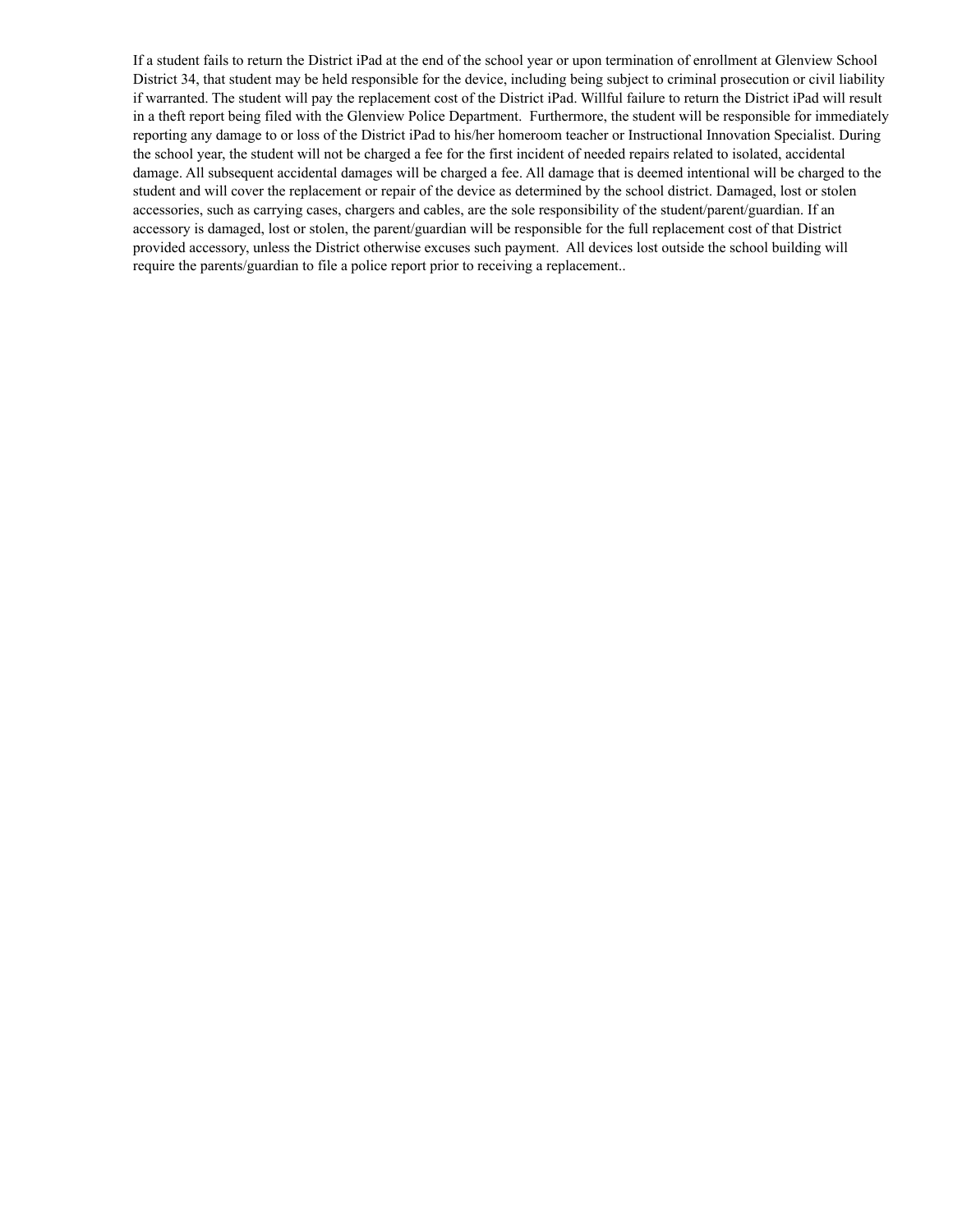If a student fails to return the District iPad at the end of the school year or upon termination of enrollment at Glenview School District 34, that student may be held responsible for the device, including being subject to criminal prosecution or civil liability if warranted. The student will pay the replacement cost of the District iPad. Willful failure to return the District iPad will result in a theft report being filed with the Glenview Police Department. Furthermore, the student will be responsible for immediately reporting any damage to or loss of the District iPad to his/her homeroom teacher or Instructional Innovation Specialist. During the school year, the student will not be charged a fee for the first incident of needed repairs related to isolated, accidental damage. All subsequent accidental damages will be charged a fee. All damage that is deemed intentional will be charged to the student and will cover the replacement or repair of the device as determined by the school district. Damaged, lost or stolen accessories, such as carrying cases, chargers and cables, are the sole responsibility of the student/parent/guardian. If an accessory is damaged, lost or stolen, the parent/guardian will be responsible for the full replacement cost of that District provided accessory, unless the District otherwise excuses such payment. All devices lost outside the school building will require the parents/guardian to file a police report prior to receiving a replacement..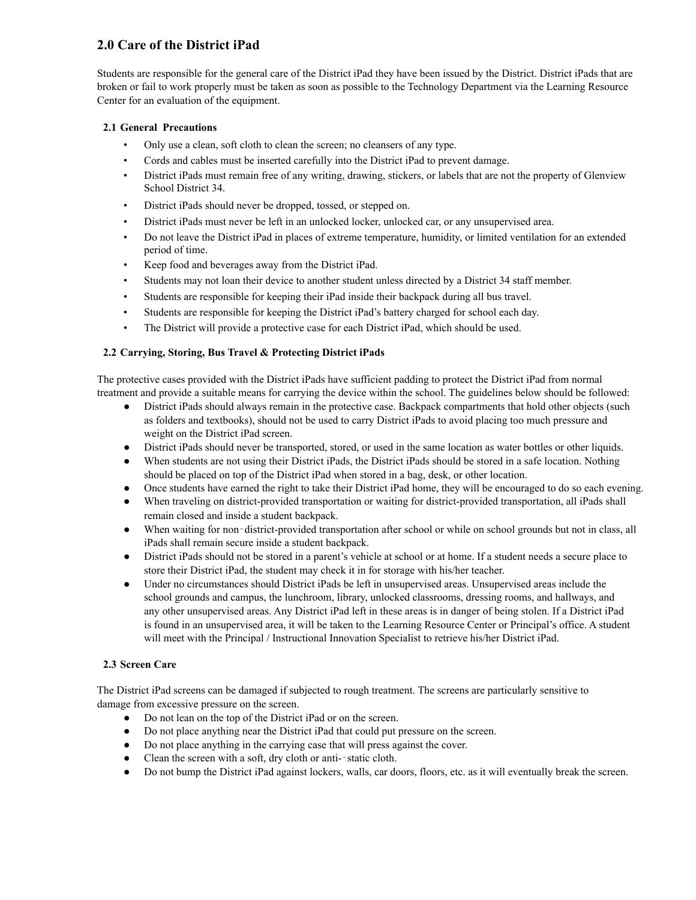## 2.0 Care of the District iPad

Students are responsible for the general care of the District iPad they have been issued by the District. District iPads that are broken or fail to work properly must be taken as soon as possible to the Technology Department via the Learning Resource Center for an evaluation of the equipment.

### 2.1 General Precautions

- Only use a clean, soft cloth to clean the screen; no cleansers of any type.
- Cords and cables must be inserted carefully into the District iPad to prevent damage.
- District iPads must remain free of any writing, drawing, stickers, or labels that are not the property of Glenview School District 34.
- District iPads should never be dropped, tossed, or stepped on.
- District iPads must never be left in an unlocked locker, unlocked car, or any unsupervised area.
- Do not leave the District iPad in places of extreme temperature, humidity, or limited ventilation for an extended period of time.
- Keep food and beverages away from the District iPad.
- Students may not loan their device to another student unless directed by a District 34 staff member.
- Students are responsible for keeping their iPad inside their backpack during all bus travel.
- Students are responsible for keeping the District iPad's battery charged for school each day.
- The District will provide a protective case for each District iPad, which should be used.

### 2.2 Carrying, Storing, Bus Travel & Protecting District iPads

The protective cases provided with the District iPads have sufficient padding to protect the District iPad from normal treatment and provide a suitable means for carrying the device within the school. The guidelines below should be followed:

- District iPads should always remain in the protective case. Backpack compartments that hold other objects (such as folders and textbooks), should not be used to carry District iPads to avoid placing too much pressure and weight on the District iPad screen.
- District iPads should never be transported, stored, or used in the same location as water bottles or other liquids.
- When students are not using their District iPads, the District iPads should be stored in a safe location. Nothing should be placed on top of the District iPad when stored in a bag, desk, or other location.
- Once students have earned the right to take their District iPad home, they will be encouraged to do so each evening.
- When traveling on district-provided transportation or waiting for district-provided transportation, all iPads shall remain closed and inside a student backpack.
- When waiting for non-district-provided transportation after school or while on school grounds but not in class, all iPads shall remain secure inside a student backpack.
- District iPads should not be stored in a parent's vehicle at school or at home. If a student needs a secure place to store their District iPad, the student may check it in for storage with his/her teacher.
- Under no circumstances should District iPads be left in unsupervised areas. Unsupervised areas include the school grounds and campus, the lunchroom, library, unlocked classrooms, dressing rooms, and hallways, and any other unsupervised areas. Any District iPad left in these areas is in danger of being stolen. If a District iPad is found in an unsupervised area, it will be taken to the Learning Resource Center or Principal's office. A student will meet with the Principal / Instructional Innovation Specialist to retrieve his/her District iPad.

### 2.3 Screen Care

The District iPad screens can be damaged if subjected to rough treatment. The screens are particularly sensitive to damage from excessive pressure on the screen.

- Do not lean on the top of the District iPad or on the screen.
- Do not place anything near the District iPad that could put pressure on the screen.
- Do not place anything in the carrying case that will press against the cover.
- Clean the screen with a soft, dry cloth or anti-static cloth.
- Do not bump the District iPad against lockers, walls, car doors, floors, etc. as it will eventually break the screen.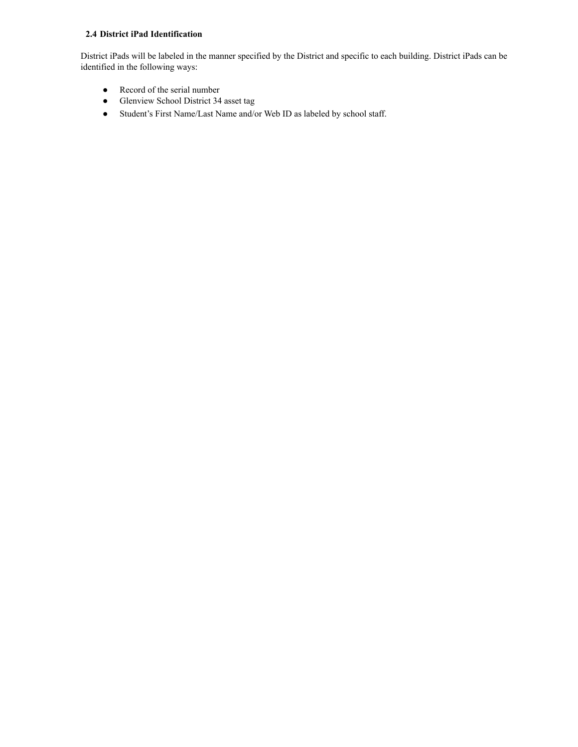### 2.4 District iPad Identification

District iPads will be labeled in the manner specified by the District and specific to each building. District iPads can be identified in the following ways:

- Record of the serial number
- Glenview School District 34 asset tag
- Student's First Name/Last Name and/or Web ID as labeled by school staff.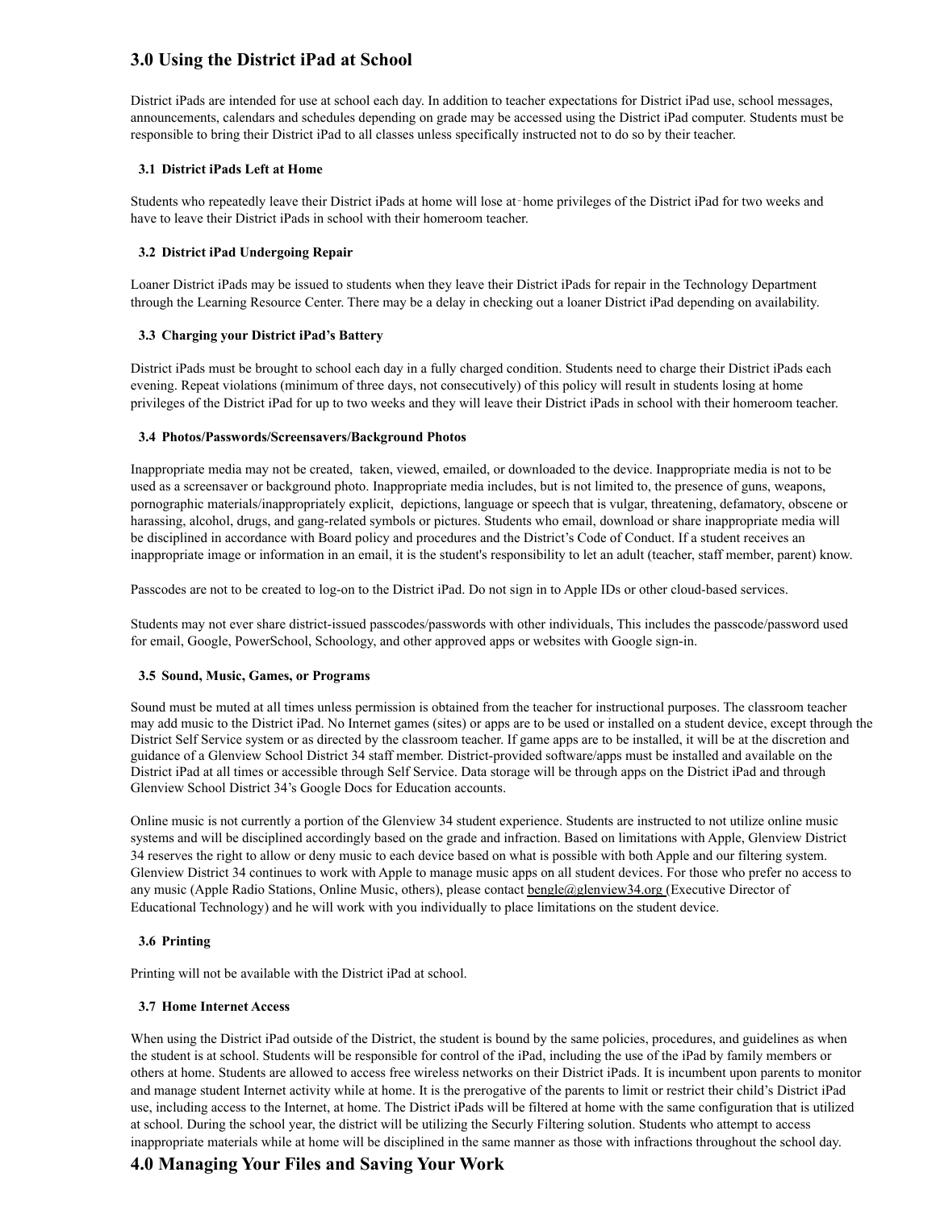## 3.0 Using the District iPad at School

District iPads are intended for use at school each day. In addition to teacher expectations for District iPad use, school messages, announcements, calendars and schedules depending on grade may be accessed using the District iPad computer. Students must be responsible to bring their District iPad to all classes unless specifically instructed not to do so by their teacher.

### 3.1 District iPads Left at Home

Students who repeatedly leave their District iPads at home will lose at‐home privileges of the District iPad for two weeks and have to leave their District iPads in school with their homeroom teacher.

### 3.2 District iPad Undergoing Repair

Loaner District iPads may be issued to students when they leave their District iPads for repair in the Technology Department through the Learning Resource Center. There may be a delay in checking out a loaner District iPad depending on availability.

### 3.3 Charging your District iPad's Battery

District iPads must be brought to school each day in a fully charged condition. Students need to charge their District iPads each evening. Repeat violations (minimum of three days, not consecutively) of this policy will result in students losing at home privileges of the District iPad for up to two weeks and they will leave their District iPads in school with their homeroom teacher.

### 3.4 Photos/Passwords/Screensavers/Background Photos

Inappropriate media may not be created, taken, viewed, emailed, or downloaded to the device. Inappropriate media is not to be used as a screensaver or background photo. Inappropriate media includes, but is not limited to, the presence of guns, weapons, pornographic materials/inappropriately explicit, depictions, language or speech that is vulgar, threatening, defamatory, obscene or harassing, alcohol, drugs, and gang-related symbols or pictures. Students who email, download or share inappropriate media will be disciplined in accordance with Board policy and procedures and the District's Code of Conduct. If a student receives an inappropriate image or information in an email, it is the student's responsibility to let an adult (teacher, staff member, parent) know.

Passcodes are not to be created to log-on to the District iPad. Do not sign in to Apple IDs or other cloud-based services.

Students may not ever share district-issued passcodes/passwords with other individuals, This includes the passcode/password used for email, Google, PowerSchool, Schoology, and other approved apps or websites with Google sign-in.

### 3.5 Sound, Music, Games, or Programs

Sound must be muted at all times unless permission is obtained from the teacher for instructional purposes. The classroom teacher may add music to the District iPad. No Internet games (sites) or apps are to be used or installed on a student device, except through the District Self Service system or as directed by the classroom teacher. If game apps are to be installed, it will be at the discretion and guidance of a Glenview School District 34 staff member. District-provided software/apps must be installed and available on the District iPad at all times or accessible through Self Service. Data storage will be through apps on the District iPad and through Glenview School District 34's Google Docs for Education accounts.

Online music is not currently a portion of the Glenview 34 student experience. Students are instructed to not utilize online music systems and will be disciplined accordingly based on the grade and infraction. Based on limitations with Apple, Glenview District 34 reserves the right to allow or deny music to each device based on what is possible with both Apple and our filtering system. Glenview District 34 continues to work with Apple to manage music apps on all student devices. For those who prefer no access to any music (Apple Radio Stations, Online Music, others), please contact bengle@glenview34.org (Executive Director of Educational Technology) and he will work with you individually to place limitations on the student device.

### 3.6 Printing

Printing will not be available with the District iPad at school.

### 3.7 Home Internet Access

When using the District iPad outside of the District, the student is bound by the same policies, procedures, and guidelines as when the student is at school. Students will be responsible for control of the iPad, including the use of the iPad by family members or others at home. Students are allowed to access free wireless networks on their District iPads. It is incumbent upon parents to monitor and manage student Internet activity while at home. It is the prerogative of the parents to limit or restrict their child's District iPad use, including access to the Internet, at home. The District iPads will be filtered at home with the same configuration that is utilized at school. During the school year, the district will be utilizing the Securly Filtering solution. Students who attempt to access inappropriate materials while at home will be disciplined in the same manner as those with infractions throughout the school day.

## 4.0 Managing Your Files and Saving Your Work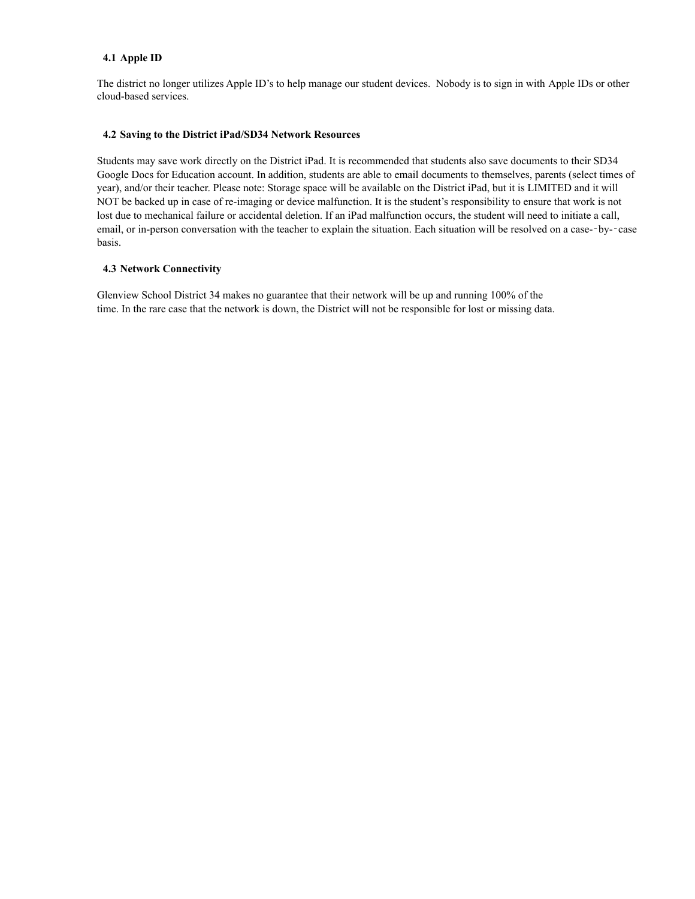### 4.1 Apple ID

The district no longer utilizes Apple ID's to help manage our student devices. Nobody is to sign in with Apple IDs or other cloud-based services.

### 4.2 Saving to the District iPad/SD34 Network Resources

Students may save work directly on the District iPad. It is recommended that students also save documents to their SD34 Google Docs for Education account. In addition, students are able to email documents to themselves, parents (select times of year), and/or their teacher. Please note: Storage space will be available on the District iPad, but it is LIMITED and it will NOT be backed up in case of re-imaging or device malfunction. It is the student's responsibility to ensure that work is not lost due to mechanical failure or accidental deletion. If an iPad malfunction occurs, the student will need to initiate a call, email, or in-person conversation with the teacher to explain the situation. Each situation will be resolved on a case-‐by-‐case basis.

### 4.3 Network Connectivity

Glenview School District 34 makes no guarantee that their network will be up and running 100% of the time. In the rare case that the network is down, the District will not be responsible for lost or missing data.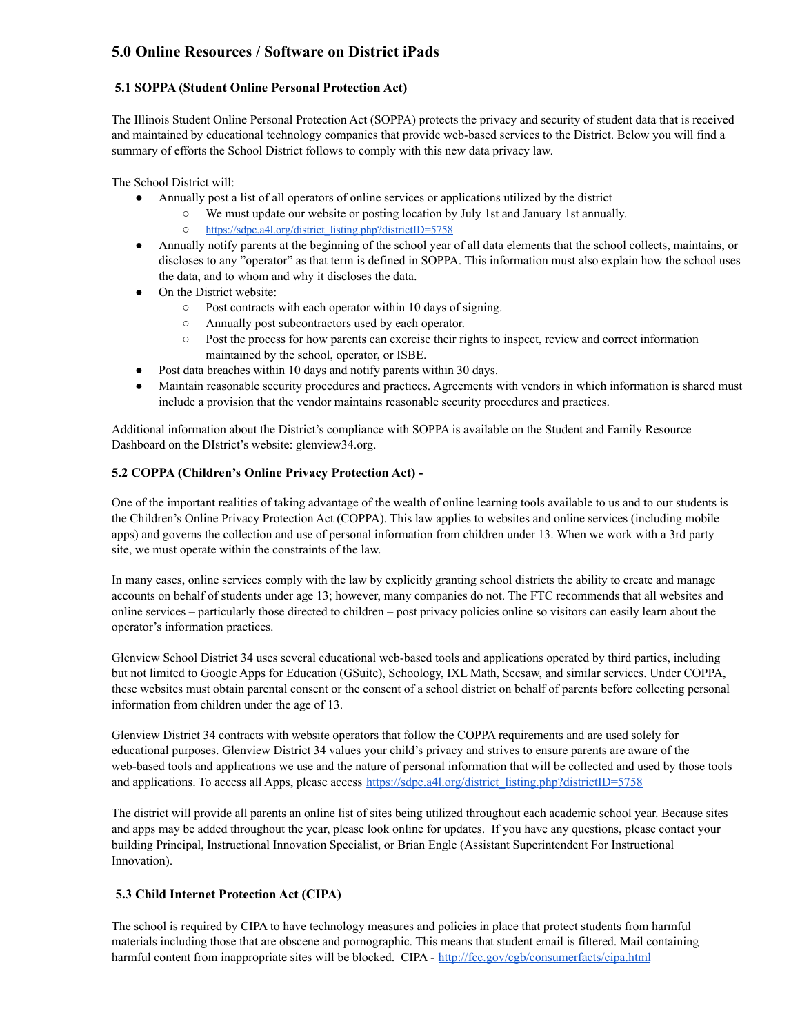## 5.0 Online Resources / Software on District iPads

### 5.1 SOPPA (Student Online Personal Protection Act)

The Illinois Student Online Personal Protection Act (SOPPA) protects the privacy and security of student data that is received and maintained by educational technology companies that provide web-based services to the District. Below you will find a summary of efforts the School District follows to comply with this new data privacy law.

The School District will:

- Annually post a list of all operators of online services or applications utilized by the district
  - We must update our website or posting location by July 1st and January 1st annually.
  - https://sdpc.a4l.org/district_listing.php?districtID=5758
- Annually notify parents at the beginning of the school year of all data elements that the school collects, maintains, or discloses to any "operator" as that term is defined in SOPPA. This information must also explain how the school uses the data, and to whom and why it discloses the data.
- On the District website:
  - Post contracts with each operator within 10 days of signing.
  - Annually post subcontractors used by each operator.
  - Post the process for how parents can exercise their rights to inspect, review and correct information maintained by the school, operator, or ISBE.
- Post data breaches within 10 days and notify parents within 30 days.
- Maintain reasonable security procedures and practices. Agreements with vendors in which information is shared must include a provision that the vendor maintains reasonable security procedures and practices.

Additional information about the District's compliance with SOPPA is available on the Student and Family Resource Dashboard on the DIstrict's website: glenview34.org.

### 5.2 COPPA (Children's Online Privacy Protection Act) -

One of the important realities of taking advantage of the wealth of online learning tools available to us and to our students is the Children's Online Privacy Protection Act (COPPA). This law applies to websites and online services (including mobile apps) and governs the collection and use of personal information from children under 13. When we work with a 3rd party site, we must operate within the constraints of the law.

In many cases, online services comply with the law by explicitly granting school districts the ability to create and manage accounts on behalf of students under age 13; however, many companies do not. The FTC recommends that all websites and online services – particularly those directed to children – post privacy policies online so visitors can easily learn about the operator's information practices.

Glenview School District 34 uses several educational web-based tools and applications operated by third parties, including but not limited to Google Apps for Education (GSuite), Schoology, IXL Math, Seesaw, and similar services. Under COPPA, these websites must obtain parental consent or the consent of a school district on behalf of parents before collecting personal information from children under the age of 13.

Glenview District 34 contracts with website operators that follow the COPPA requirements and are used solely for educational purposes. Glenview District 34 values your child's privacy and strives to ensure parents are aware of the web-based tools and applications we use and the nature of personal information that will be collected and used by those tools and applications. To access all Apps, please access https://sdpc.a4l.org/district_listing.php?districtID=5758

The district will provide all parents an online list of sites being utilized throughout each academic school year. Because sites and apps may be added throughout the year, please look online for updates. If you have any questions, please contact your building Principal, Instructional Innovation Specialist, or Brian Engle (Assistant Superintendent For Instructional Innovation).

### 5.3 Child Internet Protection Act (CIPA)

The school is required by CIPA to have technology measures and policies in place that protect students from harmful materials including those that are obscene and pornographic. This means that student email is filtered. Mail containing harmful content from inappropriate sites will be blocked. CIPA - http://fcc.gov/cgb/consumerfacts/cipa.html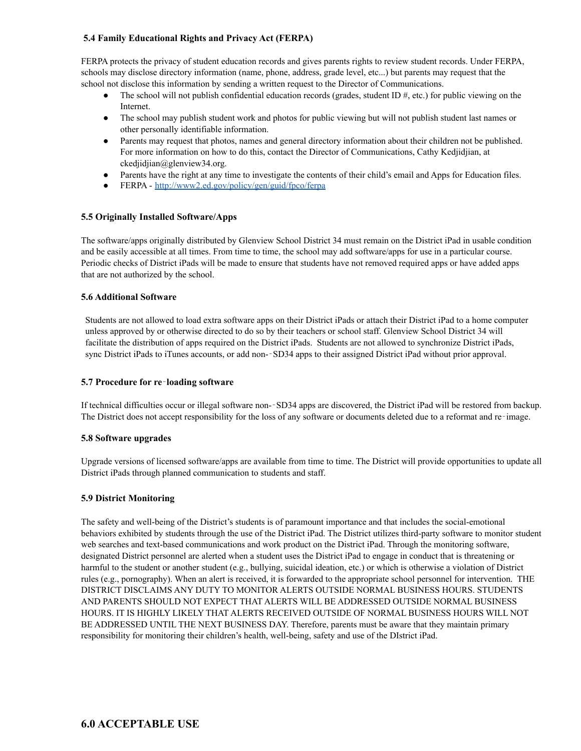### 5.4 Family Educational Rights and Privacy Act (FERPA)

FERPA protects the privacy of student education records and gives parents rights to review student records. Under FERPA, schools may disclose directory information (name, phone, address, grade level, etc...) but parents may request that the school not disclose this information by sending a written request to the Director of Communications.

- The school will not publish confidential education records (grades, student ID #, etc.) for public viewing on the Internet.
- The school may publish student work and photos for public viewing but will not publish student last names or other personally identifiable information.
- Parents may request that photos, names and general directory information about their children not be published. For more information on how to do this, contact the Director of Communications, Cathy Kedjidjian, at ckedjidjian@glenview34.org.
- Parents have the right at any time to investigate the contents of their child's email and Apps for Education files.
- FERPA - [http://www2.ed.gov/policy/gen/guid/fpco/ferpa](http://www2.ed.gov/policy/gen/guid/fpco/ferpa)

### 5.5 Originally Installed Software/Apps

The software/apps originally distributed by Glenview School District 34 must remain on the District iPad in usable condition and be easily accessible at all times. From time to time, the school may add software/apps for use in a particular course. Periodic checks of District iPads will be made to ensure that students have not removed required apps or have added apps that are not authorized by the school.

### 5.6 Additional Software

Students are not allowed to load extra software apps on their District iPads or attach their District iPad to a home computer unless approved by or otherwise directed to do so by their teachers or school staff. Glenview School District 34 will facilitate the distribution of apps required on the District iPads. Students are not allowed to synchronize District iPads, sync District iPads to iTunes accounts, or add non-‐SD34 apps to their assigned District iPad without prior approval.

### 5.7 Procedure for re‐loading software

If technical difficulties occur or illegal software non-‐SD34 apps are discovered, the District iPad will be restored from backup. The District does not accept responsibility for the loss of any software or documents deleted due to a reformat and re‐image.

### 5.8 Software upgrades

Upgrade versions of licensed software/apps are available from time to time. The District will provide opportunities to update all District iPads through planned communication to students and staff.

### 5.9 District Monitoring

The safety and well-being of the District's students is of paramount importance and that includes the social-emotional behaviors exhibited by students through the use of the District iPad. The District utilizes third-party software to monitor student web searches and text-based communications and work product on the District iPad. Through the monitoring software, designated District personnel are alerted when a student uses the District iPad to engage in conduct that is threatening or harmful to the student or another student (e.g., bullying, suicidal ideation, etc.) or which is otherwise a violation of District rules (e.g., pornography). When an alert is received, it is forwarded to the appropriate school personnel for intervention. THE DISTRICT DISCLAIMS ANY DUTY TO MONITOR ALERTS OUTSIDE NORMAL BUSINESS HOURS. STUDENTS AND PARENTS SHOULD NOT EXPECT THAT ALERTS WILL BE ADDRESSED OUTSIDE NORMAL BUSINESS HOURS. IT IS HIGHLY LIKELY THAT ALERTS RECEIVED OUTSIDE OF NORMAL BUSINESS HOURS WILL NOT BE ADDRESSED UNTIL THE NEXT BUSINESS DAY. Therefore, parents must be aware that they maintain primary responsibility for monitoring their children's health, well-being, safety and use of the DIstrict iPad.

## 6.0 ACCEPTABLE USE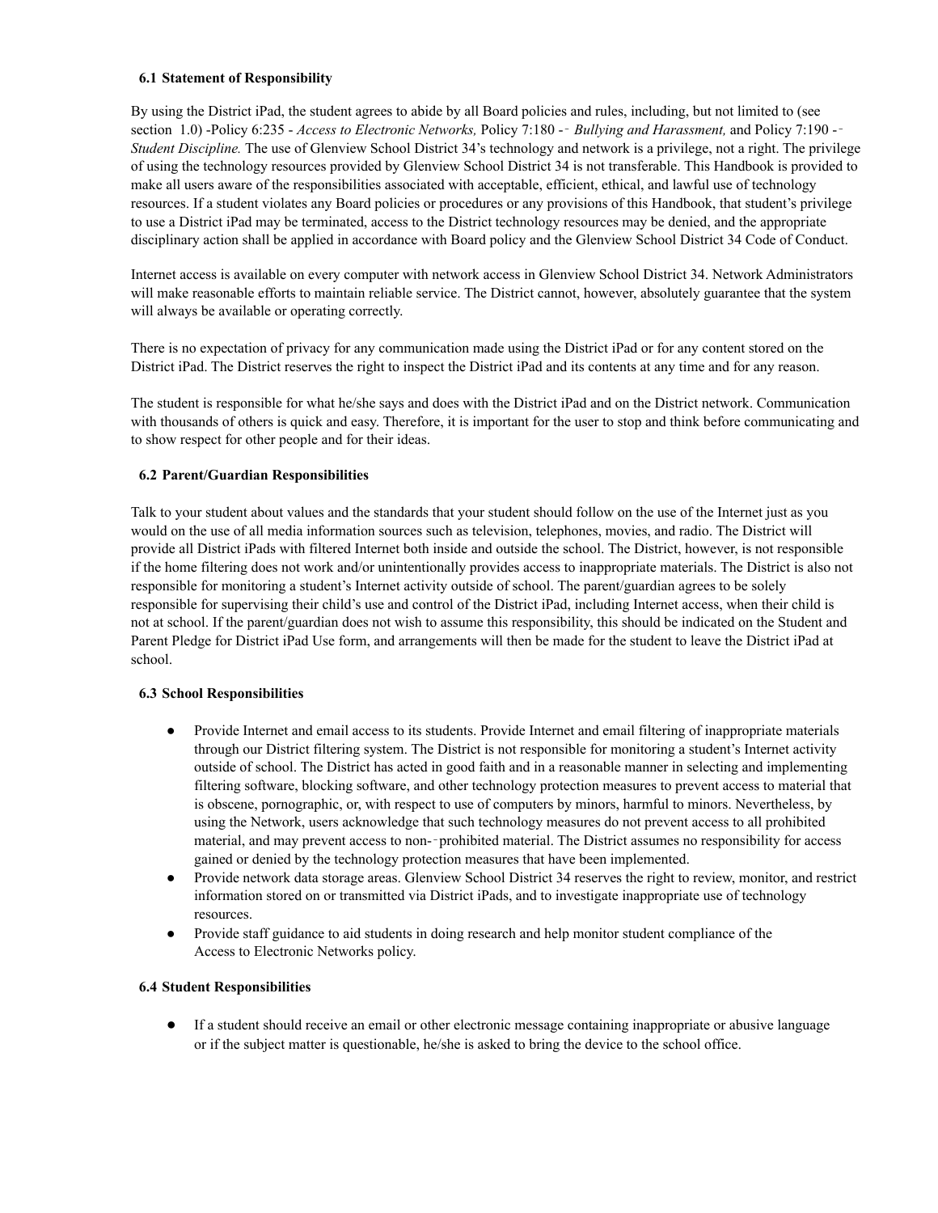### 6.1 Statement of Responsibility

By using the District iPad, the student agrees to abide by all Board policies and rules, including, but not limited to (see section 1.0) -Policy 6:235 - *Access to Electronic Networks,* Policy 7:180 -‑ *Bullying and Harassment,* and Policy 7:190 -‑ *Student Discipline.* The use of Glenview School District 34's technology and network is a privilege, not a right. The privilege of using the technology resources provided by Glenview School District 34 is not transferable. This Handbook is provided to make all users aware of the responsibilities associated with acceptable, efficient, ethical, and lawful use of technology resources. If a student violates any Board policies or procedures or any provisions of this Handbook, that student's privilege to use a District iPad may be terminated, access to the District technology resources may be denied, and the appropriate disciplinary action shall be applied in accordance with Board policy and the Glenview School District 34 Code of Conduct.

Internet access is available on every computer with network access in Glenview School District 34. Network Administrators will make reasonable efforts to maintain reliable service. The District cannot, however, absolutely guarantee that the system will always be available or operating correctly.

There is no expectation of privacy for any communication made using the District iPad or for any content stored on the District iPad. The District reserves the right to inspect the District iPad and its contents at any time and for any reason.

The student is responsible for what he/she says and does with the District iPad and on the District network. Communication with thousands of others is quick and easy. Therefore, it is important for the user to stop and think before communicating and to show respect for other people and for their ideas.

### 6.2 Parent/Guardian Responsibilities

Talk to your student about values and the standards that your student should follow on the use of the Internet just as you would on the use of all media information sources such as television, telephones, movies, and radio. The District will provide all District iPads with filtered Internet both inside and outside the school. The District, however, is not responsible if the home filtering does not work and/or unintentionally provides access to inappropriate materials. The District is also not responsible for monitoring a student's Internet activity outside of school. The parent/guardian agrees to be solely responsible for supervising their child's use and control of the District iPad, including Internet access, when their child is not at school. If the parent/guardian does not wish to assume this responsibility, this should be indicated on the Student and Parent Pledge for District iPad Use form, and arrangements will then be made for the student to leave the District iPad at school.

### 6.3 School Responsibilities

- Provide Internet and email access to its students. Provide Internet and email filtering of inappropriate materials through our District filtering system. The District is not responsible for monitoring a student's Internet activity outside of school. The District has acted in good faith and in a reasonable manner in selecting and implementing filtering software, blocking software, and other technology protection measures to prevent access to material that is obscene, pornographic, or, with respect to use of computers by minors, harmful to minors. Nevertheless, by using the Network, users acknowledge that such technology measures do not prevent access to all prohibited material, and may prevent access to non-‑prohibited material. The District assumes no responsibility for access gained or denied by the technology protection measures that have been implemented.
- Provide network data storage areas. Glenview School District 34 reserves the right to review, monitor, and restrict information stored on or transmitted via District iPads, and to investigate inappropriate use of technology resources.
- Provide staff guidance to aid students in doing research and help monitor student compliance of the Access to Electronic Networks policy.

### 6.4 Student Responsibilities

- If a student should receive an email or other electronic message containing inappropriate or abusive language or if the subject matter is questionable, he/she is asked to bring the device to the school office.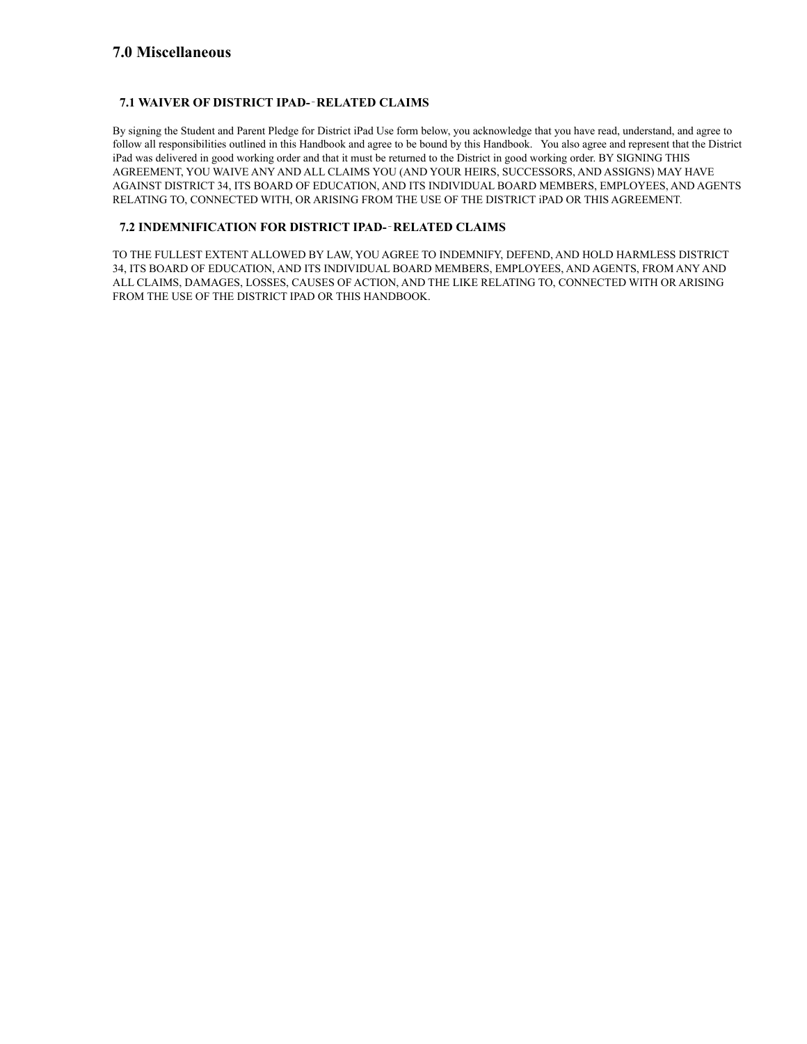# 7.0 Miscellaneous

### 7.1 WAIVER OF DISTRICT IPAD-‐RELATED CLAIMS

By signing the Student and Parent Pledge for District iPad Use form below, you acknowledge that you have read, understand, and agree to follow all responsibilities outlined in this Handbook and agree to be bound by this Handbook. You also agree and represent that the District iPad was delivered in good working order and that it must be returned to the District in good working order. BY SIGNING THIS AGREEMENT, YOU WAIVE ANY AND ALL CLAIMS YOU (AND YOUR HEIRS, SUCCESSORS, AND ASSIGNS) MAY HAVE AGAINST DISTRICT 34, ITS BOARD OF EDUCATION, AND ITS INDIVIDUAL BOARD MEMBERS, EMPLOYEES, AND AGENTS RELATING TO, CONNECTED WITH, OR ARISING FROM THE USE OF THE DISTRICT iPAD OR THIS AGREEMENT.

### 7.2 INDEMNIFICATION FOR DISTRICT IPAD-‐RELATED CLAIMS

TO THE FULLEST EXTENT ALLOWED BY LAW, YOU AGREE TO INDEMNIFY, DEFEND, AND HOLD HARMLESS DISTRICT 34, ITS BOARD OF EDUCATION, AND ITS INDIVIDUAL BOARD MEMBERS, EMPLOYEES, AND AGENTS, FROM ANY AND ALL CLAIMS, DAMAGES, LOSSES, CAUSES OF ACTION, AND THE LIKE RELATING TO, CONNECTED WITH OR ARISING FROM THE USE OF THE DISTRICT IPAD OR THIS HANDBOOK.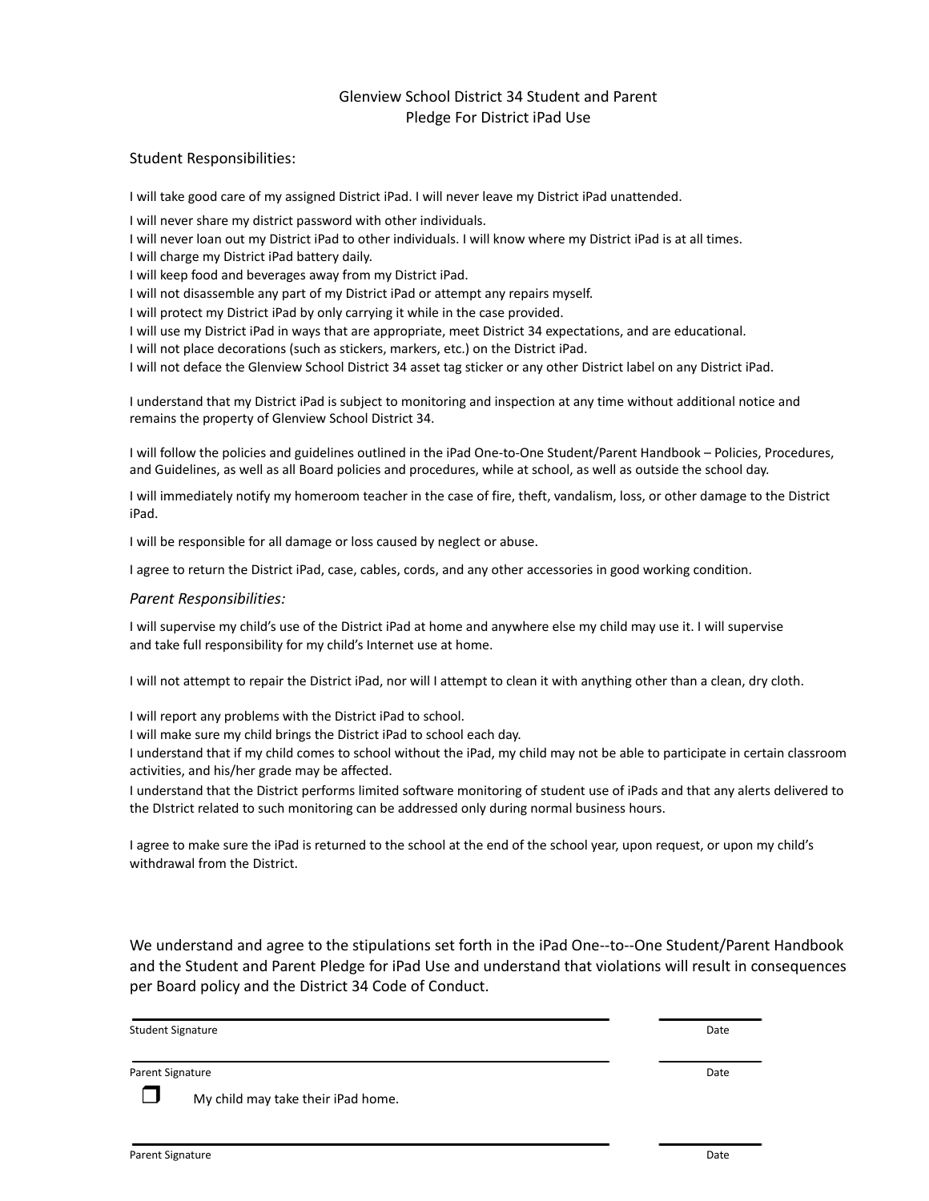# Glenview School District 34 Student and Parent Pledge For District iPad Use

## Student Responsibilities:

I will take good care of my assigned District iPad. I will never leave my District iPad unattended.

I will never share my district password with other individuals.
I will never loan out my District iPad to other individuals. I will know where my District iPad is at all times.
I will charge my District iPad battery daily.
I will keep food and beverages away from my District iPad.
I will not disassemble any part of my District iPad or attempt any repairs myself.
I will protect my District iPad by only carrying it while in the case provided.
I will use my District iPad in ways that are appropriate, meet District 34 expectations, and are educational.
I will not place decorations (such as stickers, markers, etc.) on the District iPad.
I will not deface the Glenview School District 34 asset tag sticker or any other District label on any District iPad.

I understand that my District iPad is subject to monitoring and inspection at any time without additional notice and remains the property of Glenview School District 34.

I will follow the policies and guidelines outlined in the iPad One-to-One Student/Parent Handbook – Policies, Procedures, and Guidelines, as well as all Board policies and procedures, while at school, as well as outside the school day.

I will immediately notify my homeroom teacher in the case of fire, theft, vandalism, loss, or other damage to the District iPad.

I will be responsible for all damage or loss caused by neglect or abuse.

I agree to return the District iPad, case, cables, cords, and any other accessories in good working condition.

## *Parent Responsibilities:*

I will supervise my child's use of the District iPad at home and anywhere else my child may use it. I will supervise and take full responsibility for my child's Internet use at home.

I will not attempt to repair the District iPad, nor will I attempt to clean it with anything other than a clean, dry cloth.

I will report any problems with the District iPad to school.
I will make sure my child brings the District iPad to school each day.
I understand that if my child comes to school without the iPad, my child may not be able to participate in certain classroom activities, and his/her grade may be affected.
I understand that the District performs limited software monitoring of student use of iPads and that any alerts delivered to the DIstrict related to such monitoring can be addressed only during normal business hours.

I agree to make sure the iPad is returned to the school at the end of the school year, upon request, or upon my child's withdrawal from the District.

We understand and agree to the stipulations set forth in the iPad One--to--One Student/Parent Handbook and the Student and Parent Pledge for iPad Use and understand that violations will result in consequences per Board policy and the District 34 Code of Conduct.

Student Signature ______________________ Date ________

Parent Signature ______________________ Date ________

❐ My child may take their iPad home.

Parent Signature ______________________ Date ________